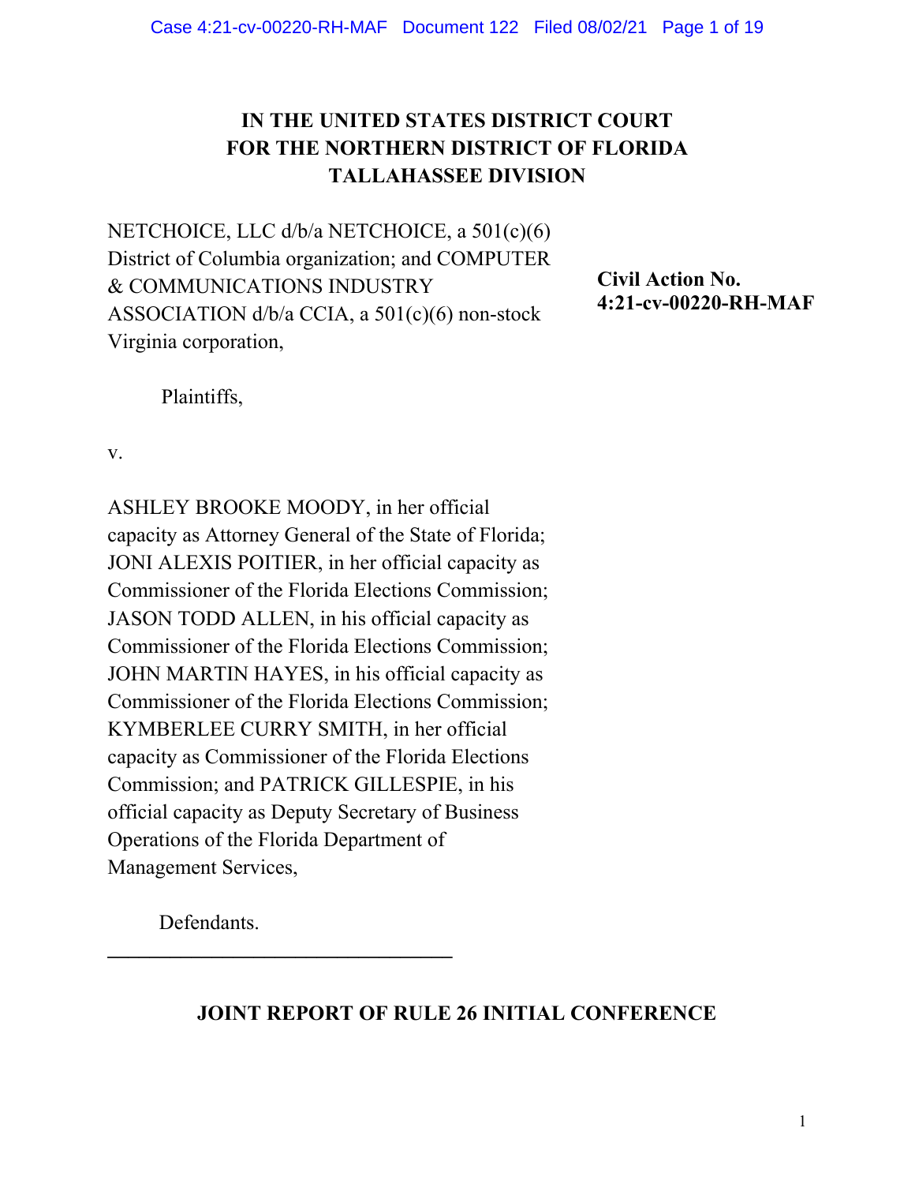# IN THE UNITED STATES DISTRICT COURT FOR THE NORTHERN DISTRICT OF FLORIDA TALLAHASSEE DIVISION

NETCHOICE, LLC d/b/a NETCHOICE, a 501(c)(6) District of Columbia organization; and COMPUTER & COMMUNICATIONS INDUSTRY ASSOCIATION d/b/a CCIA, a 501(c)(6) non-stock Virginia corporation,

Plaintiffs,

v.

ASHLEY BROOKE MOODY, in her official capacity as Attorney General of the State of Florida; JONI ALEXIS POITIER, in her official capacity as Commissioner of the Florida Elections Commission; JASON TODD ALLEN, in his official capacity as Commissioner of the Florida Elections Commission; JOHN MARTIN HAYES, in his official capacity as Commissioner of the Florida Elections Commission; KYMBERLEE CURRY SMITH, in her official capacity as Commissioner of the Florida Elections Commission; and PATRICK GILLESPIE, in his official capacity as Deputy Secretary of Business Operations of the Florida Department of Management Services,

Defendants.

**Civil Action No. 4:21-cv-00220-RH-MAF**

---

## JOINT REPORT OF RULE 26 INITIAL CONFERENCE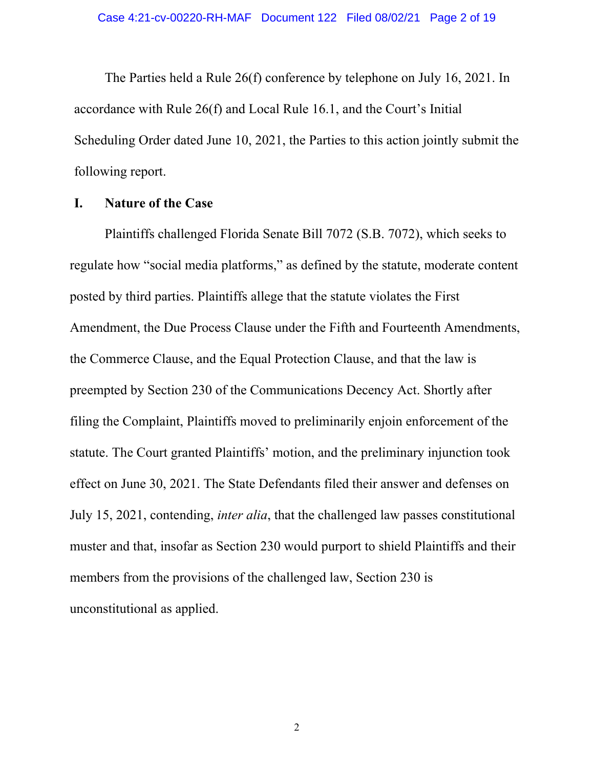The Parties held a Rule 26(f) conference by telephone on July 16, 2021. In accordance with Rule 26(f) and Local Rule 16.1, and the Court's Initial Scheduling Order dated June 10, 2021, the Parties to this action jointly submit the following report.

## I. Nature of the Case

Plaintiffs challenged Florida Senate Bill 7072 (S.B. 7072), which seeks to regulate how "social media platforms," as defined by the statute, moderate content posted by third parties. Plaintiffs allege that the statute violates the First Amendment, the Due Process Clause under the Fifth and Fourteenth Amendments, the Commerce Clause, and the Equal Protection Clause, and that the law is preempted by Section 230 of the Communications Decency Act. Shortly after filing the Complaint, Plaintiffs moved to preliminarily enjoin enforcement of the statute. The Court granted Plaintiffs' motion, and the preliminary injunction took effect on June 30, 2021. The State Defendants filed their answer and defenses on July 15, 2021, contending, *inter alia*, that the challenged law passes constitutional muster and that, insofar as Section 230 would purport to shield Plaintiffs and their members from the provisions of the challenged law, Section 230 is unconstitutional as applied.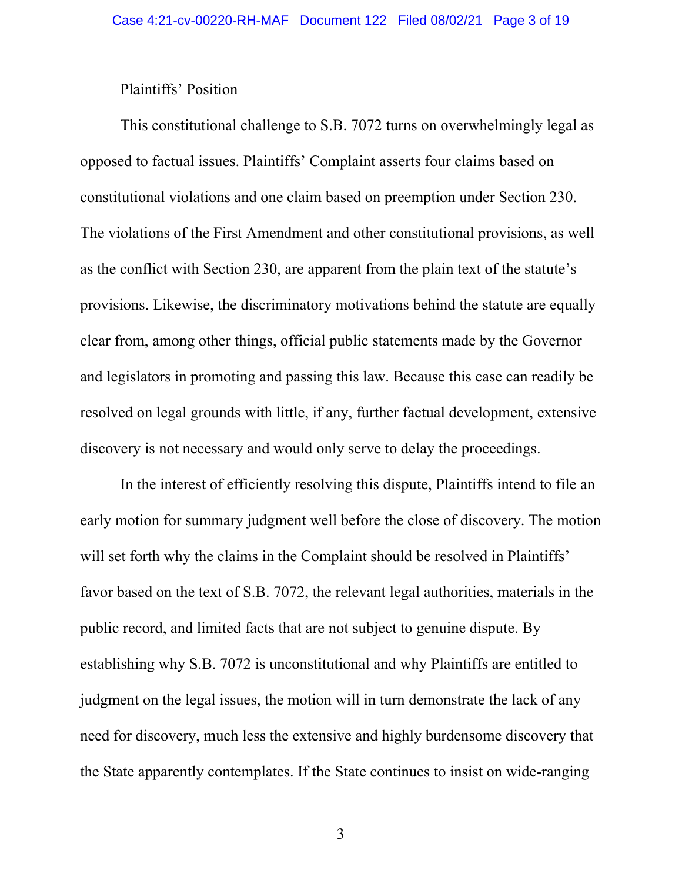Plaintiffs' Position

This constitutional challenge to S.B. 7072 turns on overwhelmingly legal as opposed to factual issues. Plaintiffs' Complaint asserts four claims based on constitutional violations and one claim based on preemption under Section 230. The violations of the First Amendment and other constitutional provisions, as well as the conflict with Section 230, are apparent from the plain text of the statute's provisions. Likewise, the discriminatory motivations behind the statute are equally clear from, among other things, official public statements made by the Governor and legislators in promoting and passing this law. Because this case can readily be resolved on legal grounds with little, if any, further factual development, extensive discovery is not necessary and would only serve to delay the proceedings.

In the interest of efficiently resolving this dispute, Plaintiffs intend to file an early motion for summary judgment well before the close of discovery. The motion will set forth why the claims in the Complaint should be resolved in Plaintiffs' favor based on the text of S.B. 7072, the relevant legal authorities, materials in the public record, and limited facts that are not subject to genuine dispute. By establishing why S.B. 7072 is unconstitutional and why Plaintiffs are entitled to judgment on the legal issues, the motion will in turn demonstrate the lack of any need for discovery, much less the extensive and highly burdensome discovery that the State apparently contemplates. If the State continues to insist on wide-ranging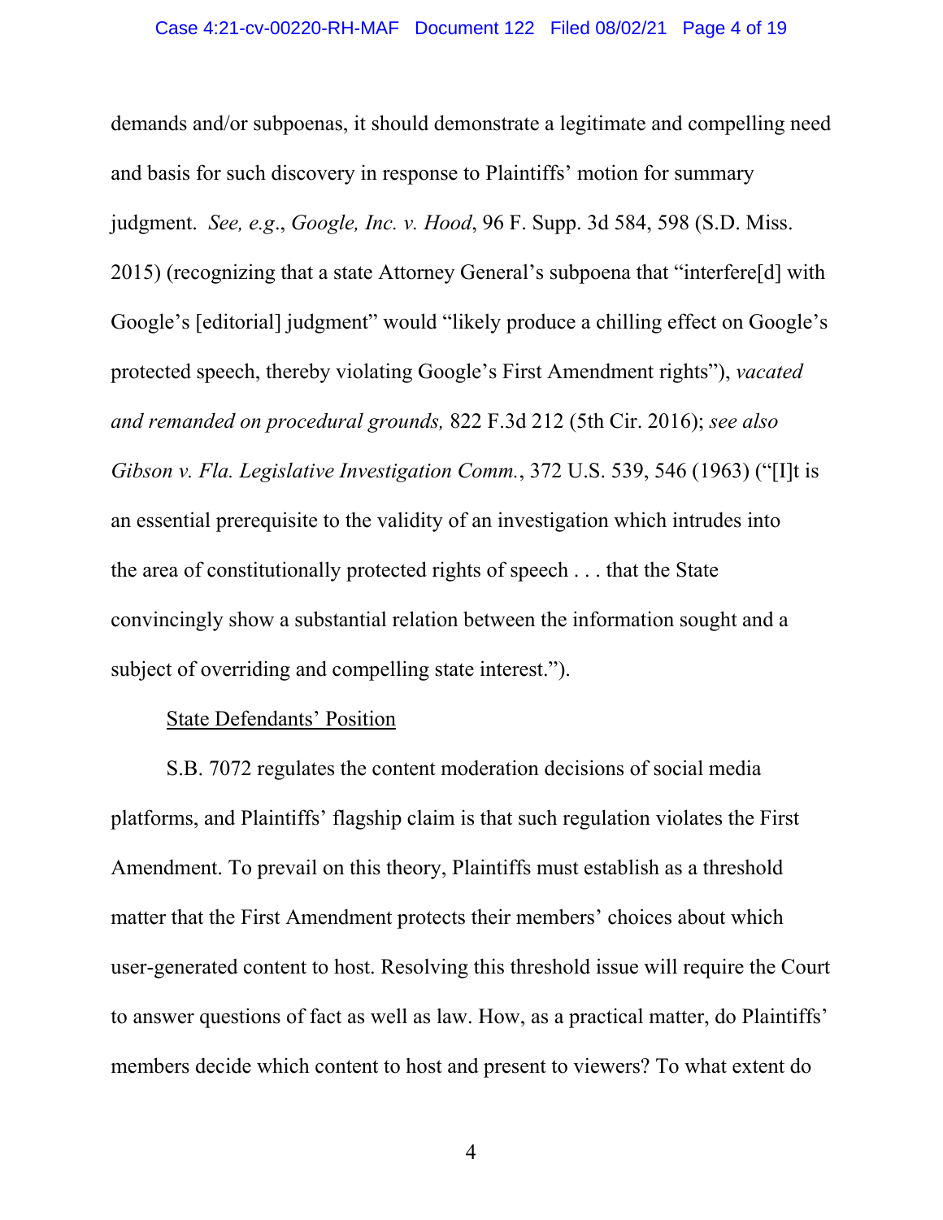demands and/or subpoenas, it should demonstrate a legitimate and compelling need and basis for such discovery in response to Plaintiffs' motion for summary judgment. *See, e.g.*, *Google, Inc. v. Hood*, 96 F. Supp. 3d 584, 598 (S.D. Miss. 2015) (recognizing that a state Attorney General's subpoena that "interfere[d] with Google's [editorial] judgment" would "likely produce a chilling effect on Google's protected speech, thereby violating Google's First Amendment rights"), *vacated and remanded on procedural grounds,* 822 F.3d 212 (5th Cir. 2016); *see also Gibson v. Fla. Legislative Investigation Comm.*, 372 U.S. 539, 546 (1963) ("[I]t is an essential prerequisite to the validity of an investigation which intrudes into the area of constitutionally protected rights of speech . . . that the State convincingly show a substantial relation between the information sought and a subject of overriding and compelling state interest.").

<u>State Defendants' Position</u>

S.B. 7072 regulates the content moderation decisions of social media platforms, and Plaintiffs' flagship claim is that such regulation violates the First Amendment. To prevail on this theory, Plaintiffs must establish as a threshold matter that the First Amendment protects their members' choices about which user-generated content to host. Resolving this threshold issue will require the Court to answer questions of fact as well as law. How, as a practical matter, do Plaintiffs' members decide which content to host and present to viewers? To what extent do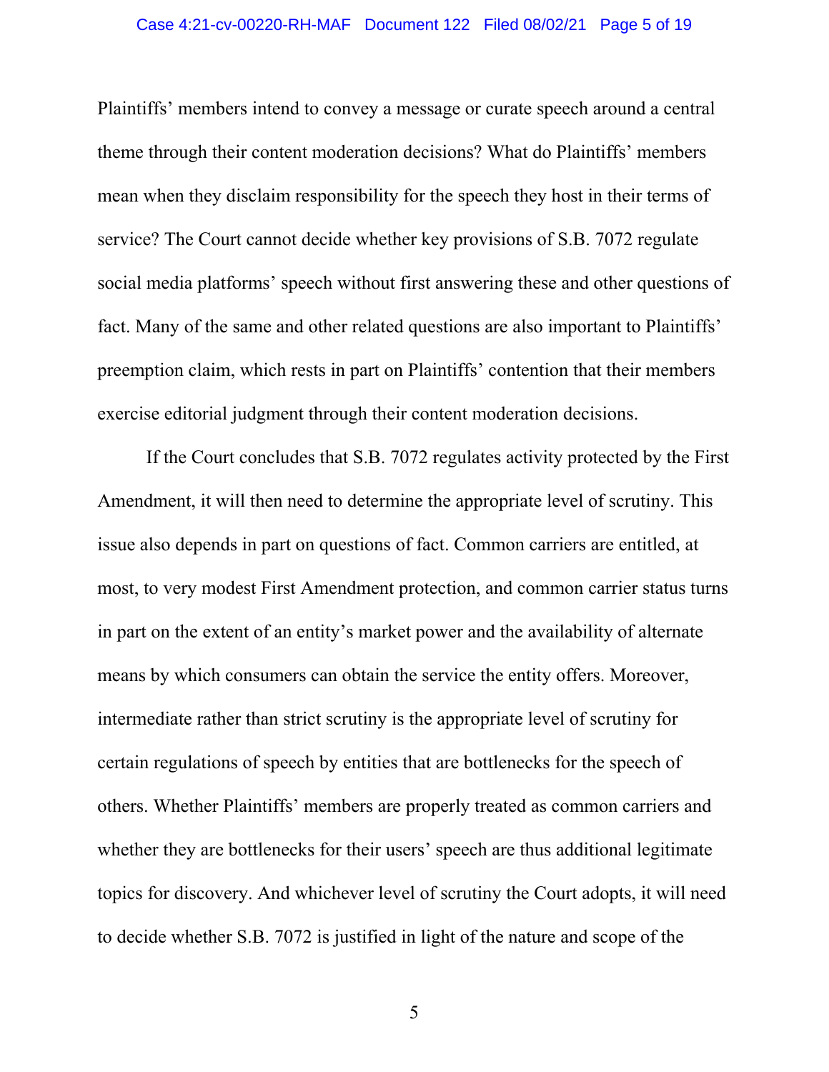Plaintiffs' members intend to convey a message or curate speech around a central theme through their content moderation decisions? What do Plaintiffs' members mean when they disclaim responsibility for the speech they host in their terms of service? The Court cannot decide whether key provisions of S.B. 7072 regulate social media platforms' speech without first answering these and other questions of fact. Many of the same and other related questions are also important to Plaintiffs' preemption claim, which rests in part on Plaintiffs' contention that their members exercise editorial judgment through their content moderation decisions.

If the Court concludes that S.B. 7072 regulates activity protected by the First Amendment, it will then need to determine the appropriate level of scrutiny. This issue also depends in part on questions of fact. Common carriers are entitled, at most, to very modest First Amendment protection, and common carrier status turns in part on the extent of an entity's market power and the availability of alternate means by which consumers can obtain the service the entity offers. Moreover, intermediate rather than strict scrutiny is the appropriate level of scrutiny for certain regulations of speech by entities that are bottlenecks for the speech of others. Whether Plaintiffs' members are properly treated as common carriers and whether they are bottlenecks for their users' speech are thus additional legitimate topics for discovery. And whichever level of scrutiny the Court adopts, it will need to decide whether S.B. 7072 is justified in light of the nature and scope of the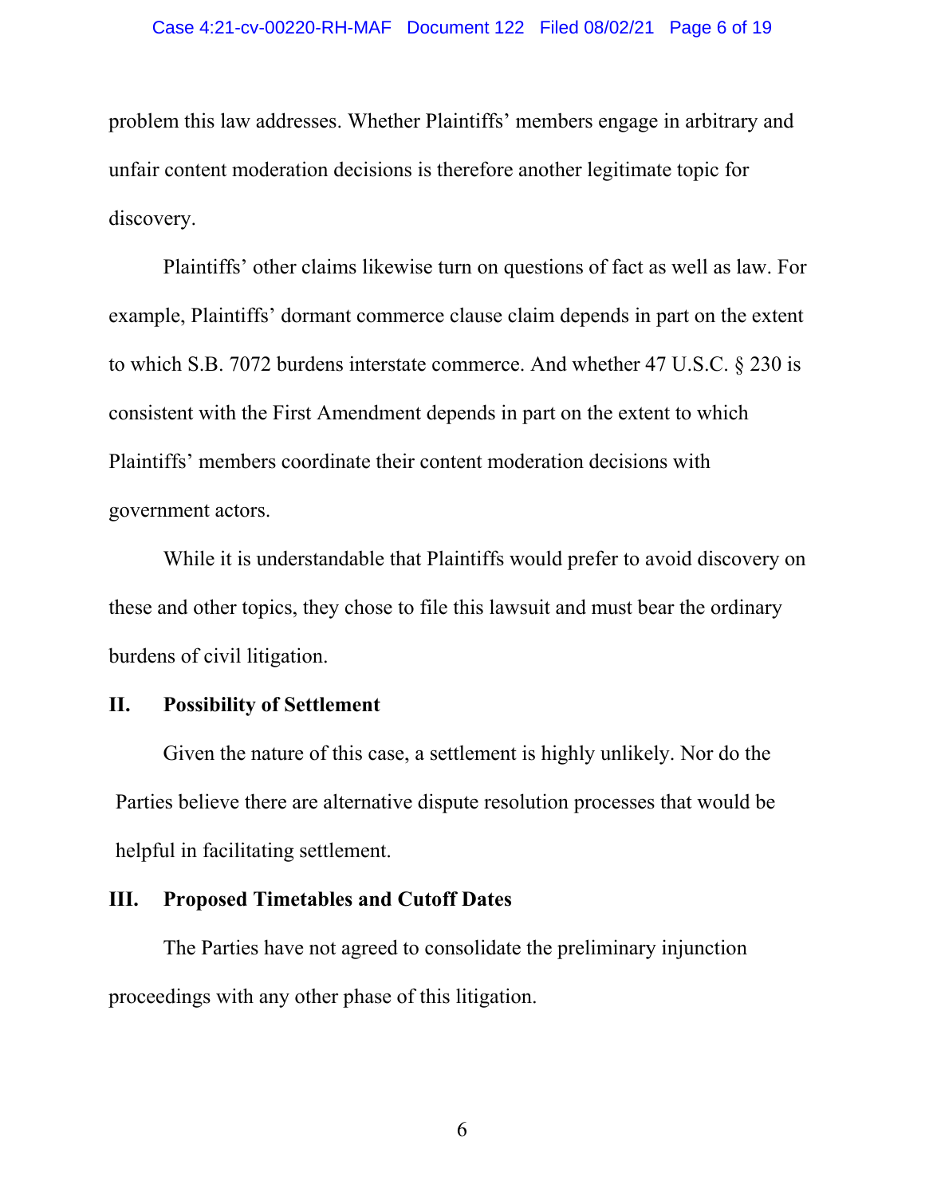problem this law addresses. Whether Plaintiffs' members engage in arbitrary and unfair content moderation decisions is therefore another legitimate topic for discovery.

Plaintiffs' other claims likewise turn on questions of fact as well as law. For example, Plaintiffs' dormant commerce clause claim depends in part on the extent to which S.B. 7072 burdens interstate commerce. And whether 47 U.S.C. § 230 is consistent with the First Amendment depends in part on the extent to which Plaintiffs' members coordinate their content moderation decisions with government actors.

While it is understandable that Plaintiffs would prefer to avoid discovery on these and other topics, they chose to file this lawsuit and must bear the ordinary burdens of civil litigation.

## II. Possibility of Settlement

Given the nature of this case, a settlement is highly unlikely. Nor do the Parties believe there are alternative dispute resolution processes that would be helpful in facilitating settlement.

## III. Proposed Timetables and Cutoff Dates

The Parties have not agreed to consolidate the preliminary injunction proceedings with any other phase of this litigation.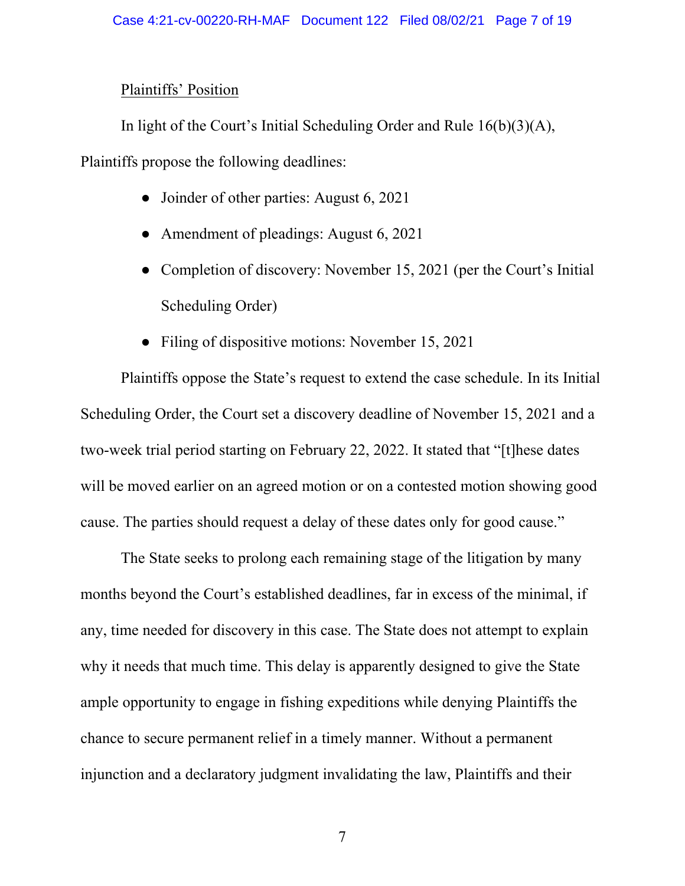Plaintiffs' Position

In light of the Court's Initial Scheduling Order and Rule 16(b)(3)(A), Plaintiffs propose the following deadlines:

- Joinder of other parties: August 6, 2021
- Amendment of pleadings: August 6, 2021
- Completion of discovery: November 15, 2021 (per the Court's Initial Scheduling Order)
- Filing of dispositive motions: November 15, 2021

Plaintiffs oppose the State's request to extend the case schedule. In its Initial Scheduling Order, the Court set a discovery deadline of November 15, 2021 and a two-week trial period starting on February 22, 2022. It stated that "[t]hese dates will be moved earlier on an agreed motion or on a contested motion showing good cause. The parties should request a delay of these dates only for good cause."

The State seeks to prolong each remaining stage of the litigation by many months beyond the Court's established deadlines, far in excess of the minimal, if any, time needed for discovery in this case. The State does not attempt to explain why it needs that much time. This delay is apparently designed to give the State ample opportunity to engage in fishing expeditions while denying Plaintiffs the chance to secure permanent relief in a timely manner. Without a permanent injunction and a declaratory judgment invalidating the law, Plaintiffs and their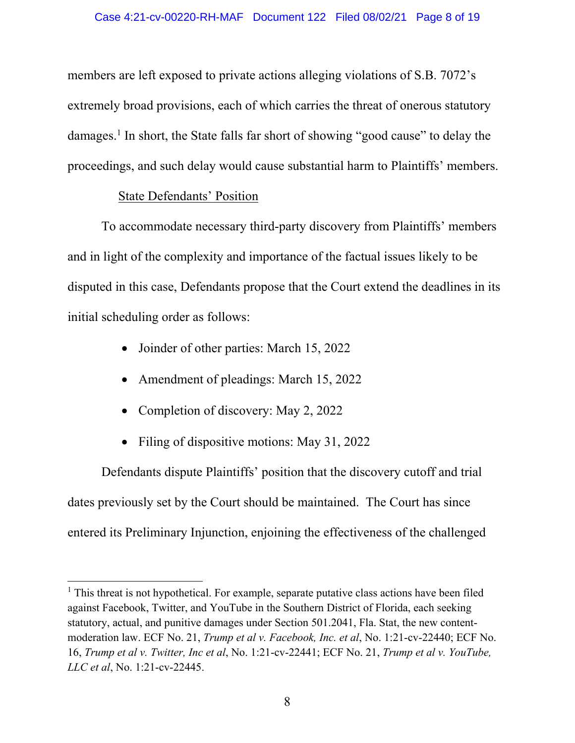members are left exposed to private actions alleging violations of S.B. 7072's extremely broad provisions, each of which carries the threat of onerous statutory damages.[1] In short, the State falls far short of showing "good cause" to delay the proceedings, and such delay would cause substantial harm to Plaintiffs' members.

State Defendants' Position

To accommodate necessary third-party discovery from Plaintiffs' members and in light of the complexity and importance of the factual issues likely to be disputed in this case, Defendants propose that the Court extend the deadlines in its initial scheduling order as follows:

- Joinder of other parties: March 15, 2022
- Amendment of pleadings: March 15, 2022
- Completion of discovery: May 2, 2022
- Filing of dispositive motions: May 31, 2022

Defendants dispute Plaintiffs' position that the discovery cutoff and trial dates previously set by the Court should be maintained. The Court has since entered its Preliminary Injunction, enjoining the effectiveness of the challenged

---

[1] This threat is not hypothetical. For example, separate putative class actions have been filed against Facebook, Twitter, and YouTube in the Southern District of Florida, each seeking statutory, actual, and punitive damages under Section 501.2041, Fla. Stat, the new content-moderation law. ECF No. 21, *Trump et al v. Facebook, Inc. et al*, No. 1:21-cv-22440; ECF No. 16, *Trump et al v. Twitter, Inc et al*, No. 1:21-cv-22441; ECF No. 21, *Trump et al v. YouTube, LLC et al*, No. 1:21-cv-22445.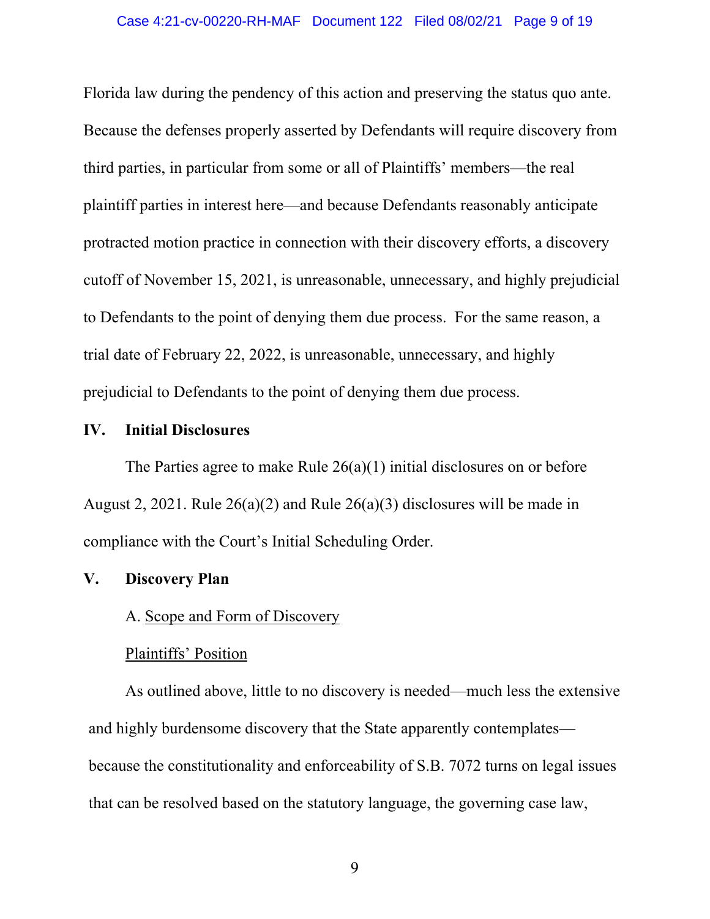Florida law during the pendency of this action and preserving the status quo ante. Because the defenses properly asserted by Defendants will require discovery from third parties, in particular from some or all of Plaintiffs' members—the real plaintiff parties in interest here—and because Defendants reasonably anticipate protracted motion practice in connection with their discovery efforts, a discovery cutoff of November 15, 2021, is unreasonable, unnecessary, and highly prejudicial to Defendants to the point of denying them due process. For the same reason, a trial date of February 22, 2022, is unreasonable, unnecessary, and highly prejudicial to Defendants to the point of denying them due process.

## IV. Initial Disclosures

The Parties agree to make Rule 26(a)(1) initial disclosures on or before August 2, 2021. Rule 26(a)(2) and Rule 26(a)(3) disclosures will be made in compliance with the Court's Initial Scheduling Order.

## V. Discovery Plan

A. Scope and Form of Discovery

Plaintiffs' Position

As outlined above, little to no discovery is needed—much less the extensive and highly burdensome discovery that the State apparently contemplates—because the constitutionality and enforceability of S.B. 7072 turns on legal issues that can be resolved based on the statutory language, the governing case law,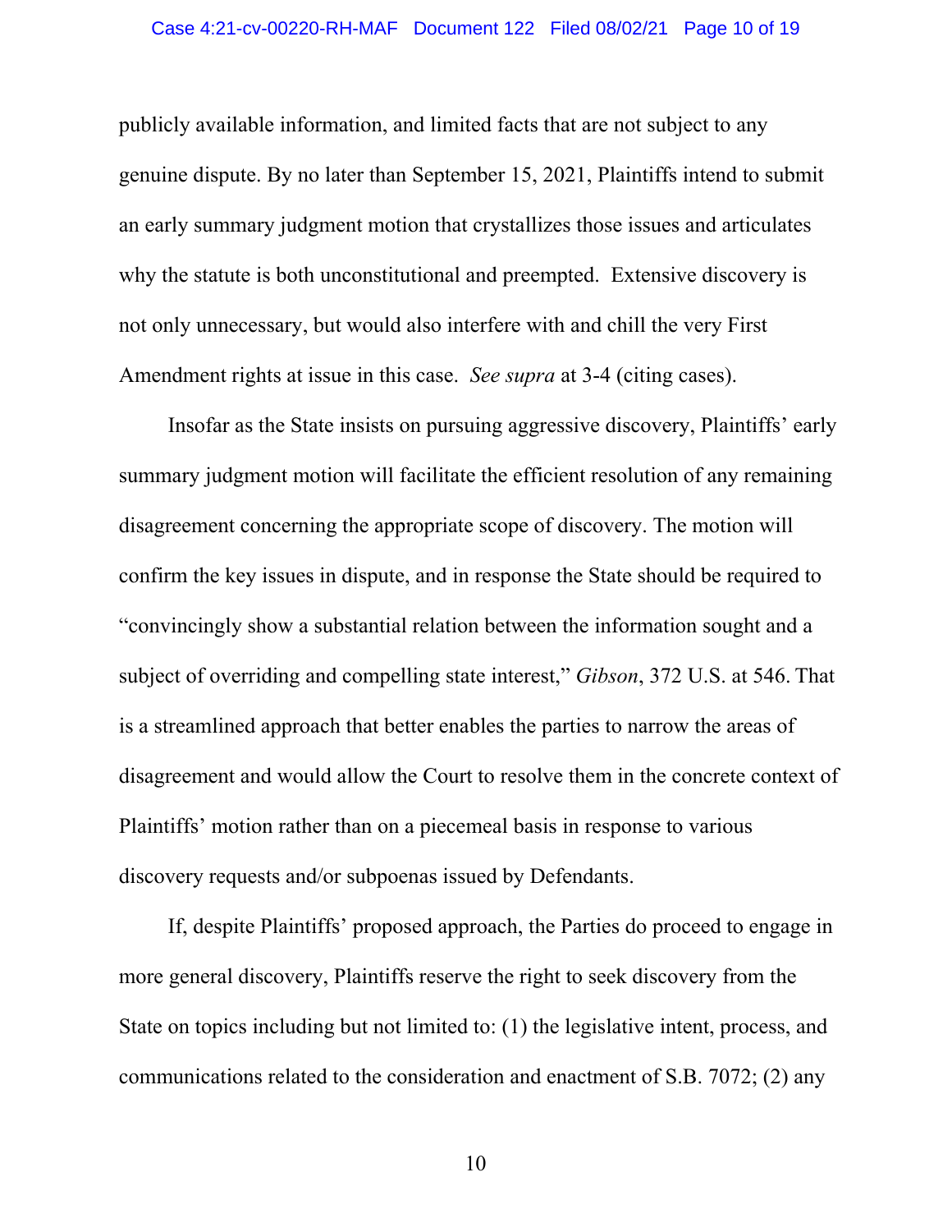publicly available information, and limited facts that are not subject to any genuine dispute. By no later than September 15, 2021, Plaintiffs intend to submit an early summary judgment motion that crystallizes those issues and articulates why the statute is both unconstitutional and preempted. Extensive discovery is not only unnecessary, but would also interfere with and chill the very First Amendment rights at issue in this case. *See supra* at 3-4 (citing cases).

Insofar as the State insists on pursuing aggressive discovery, Plaintiffs' early summary judgment motion will facilitate the efficient resolution of any remaining disagreement concerning the appropriate scope of discovery. The motion will confirm the key issues in dispute, and in response the State should be required to "convincingly show a substantial relation between the information sought and a subject of overriding and compelling state interest," *Gibson*, 372 U.S. at 546. That is a streamlined approach that better enables the parties to narrow the areas of disagreement and would allow the Court to resolve them in the concrete context of Plaintiffs' motion rather than on a piecemeal basis in response to various discovery requests and/or subpoenas issued by Defendants.

If, despite Plaintiffs' proposed approach, the Parties do proceed to engage in more general discovery, Plaintiffs reserve the right to seek discovery from the State on topics including but not limited to: (1) the legislative intent, process, and communications related to the consideration and enactment of S.B. 7072; (2) any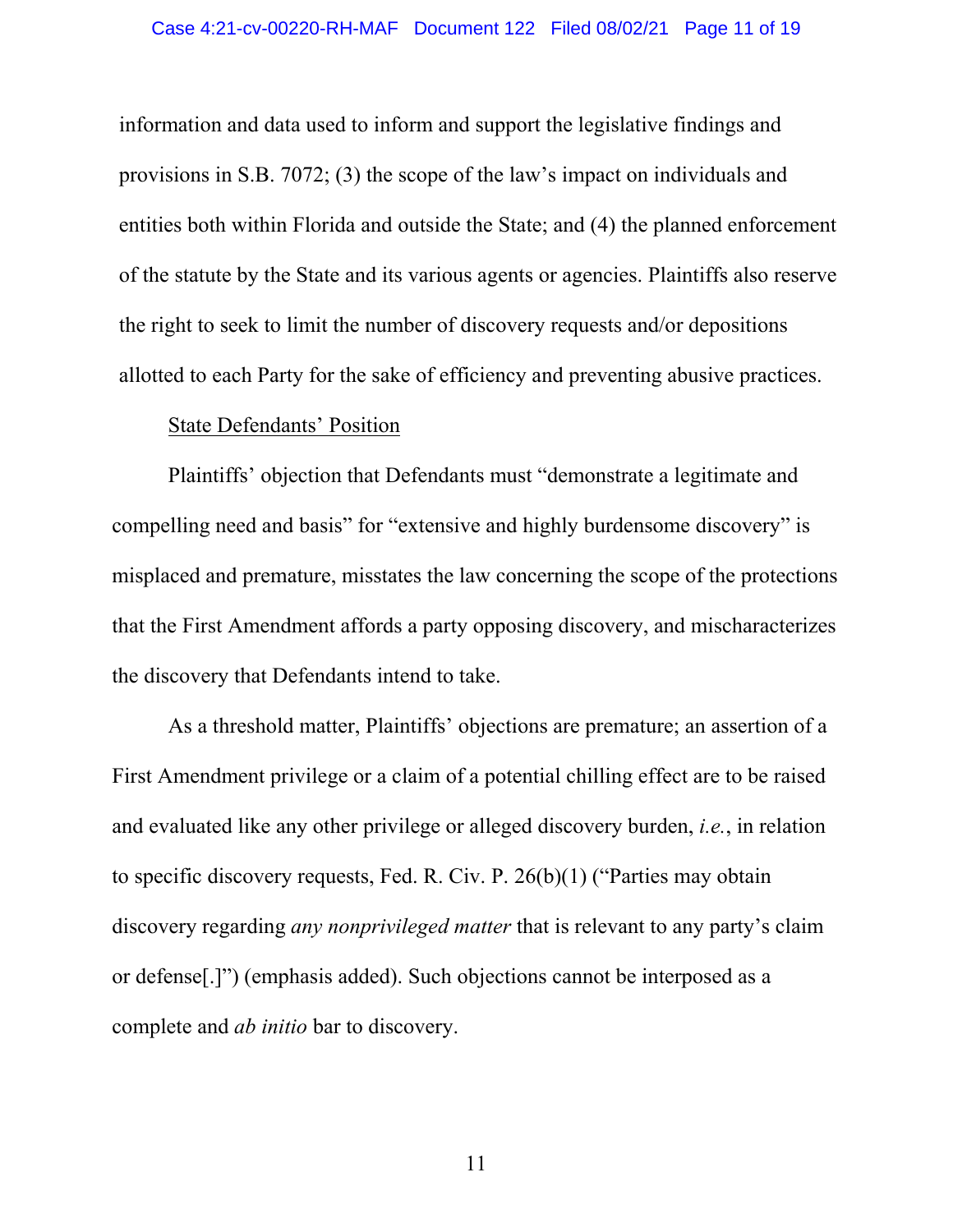information and data used to inform and support the legislative findings and provisions in S.B. 7072; (3) the scope of the law's impact on individuals and entities both within Florida and outside the State; and (4) the planned enforcement of the statute by the State and its various agents or agencies. Plaintiffs also reserve the right to seek to limit the number of discovery requests and/or depositions allotted to each Party for the sake of efficiency and preventing abusive practices.

State Defendants' Position

Plaintiffs' objection that Defendants must "demonstrate a legitimate and compelling need and basis" for "extensive and highly burdensome discovery" is misplaced and premature, misstates the law concerning the scope of the protections that the First Amendment affords a party opposing discovery, and mischaracterizes the discovery that Defendants intend to take.

As a threshold matter, Plaintiffs' objections are premature; an assertion of a First Amendment privilege or a claim of a potential chilling effect are to be raised and evaluated like any other privilege or alleged discovery burden, *i.e.*, in relation to specific discovery requests, Fed. R. Civ. P. 26(b)(1) ("Parties may obtain discovery regarding *any nonprivileged matter* that is relevant to any party's claim or defense[.]") (emphasis added). Such objections cannot be interposed as a complete and *ab initio* bar to discovery.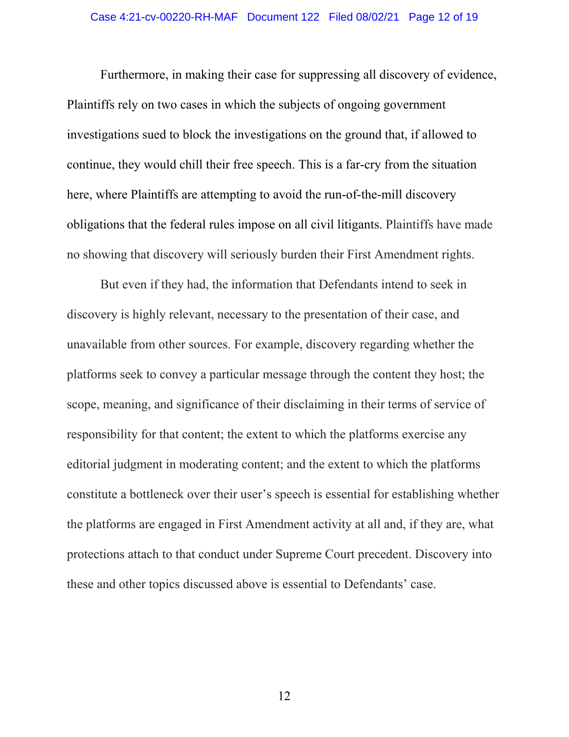Furthermore, in making their case for suppressing all discovery of evidence, Plaintiffs rely on two cases in which the subjects of ongoing government investigations sued to block the investigations on the ground that, if allowed to continue, they would chill their free speech. This is a far-cry from the situation here, where Plaintiffs are attempting to avoid the run-of-the-mill discovery obligations that the federal rules impose on all civil litigants. Plaintiffs have made no showing that discovery will seriously burden their First Amendment rights.

But even if they had, the information that Defendants intend to seek in discovery is highly relevant, necessary to the presentation of their case, and unavailable from other sources. For example, discovery regarding whether the platforms seek to convey a particular message through the content they host; the scope, meaning, and significance of their disclaiming in their terms of service of responsibility for that content; the extent to which the platforms exercise any editorial judgment in moderating content; and the extent to which the platforms constitute a bottleneck over their user's speech is essential for establishing whether the platforms are engaged in First Amendment activity at all and, if they are, what protections attach to that conduct under Supreme Court precedent. Discovery into these and other topics discussed above is essential to Defendants' case.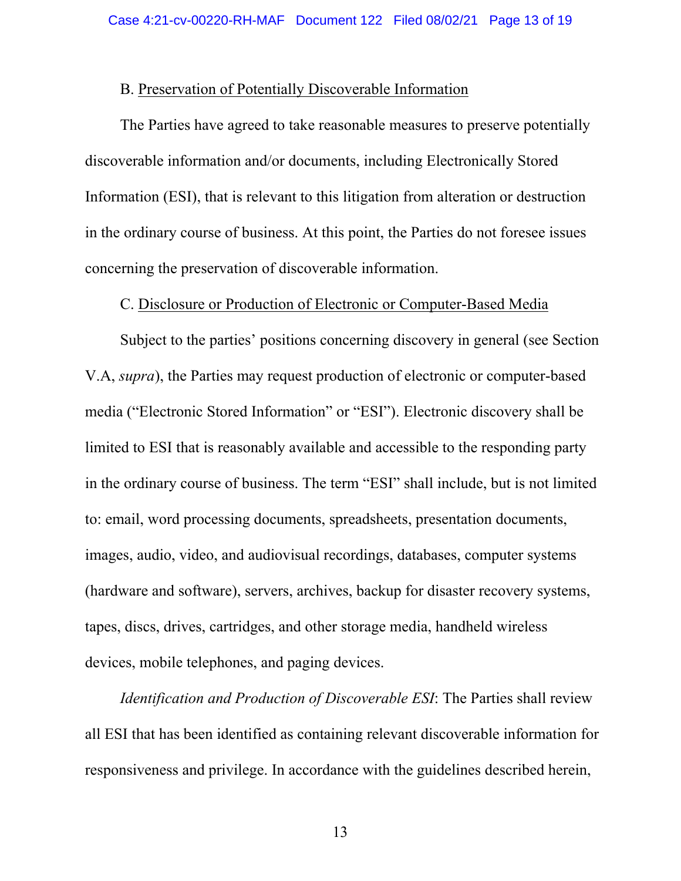B. <u>Preservation of Potentially Discoverable Information</u>

The Parties have agreed to take reasonable measures to preserve potentially discoverable information and/or documents, including Electronically Stored Information (ESI), that is relevant to this litigation from alteration or destruction in the ordinary course of business. At this point, the Parties do not foresee issues concerning the preservation of discoverable information.

C. <u>Disclosure or Production of Electronic or Computer-Based Media</u>

Subject to the parties' positions concerning discovery in general (see Section V.A, *supra*), the Parties may request production of electronic or computer-based media ("Electronic Stored Information" or "ESI"). Electronic discovery shall be limited to ESI that is reasonably available and accessible to the responding party in the ordinary course of business. The term "ESI" shall include, but is not limited to: email, word processing documents, spreadsheets, presentation documents, images, audio, video, and audiovisual recordings, databases, computer systems (hardware and software), servers, archives, backup for disaster recovery systems, tapes, discs, drives, cartridges, and other storage media, handheld wireless devices, mobile telephones, and paging devices.

*Identification and Production of Discoverable ESI*: The Parties shall review all ESI that has been identified as containing relevant discoverable information for responsiveness and privilege. In accordance with the guidelines described herein,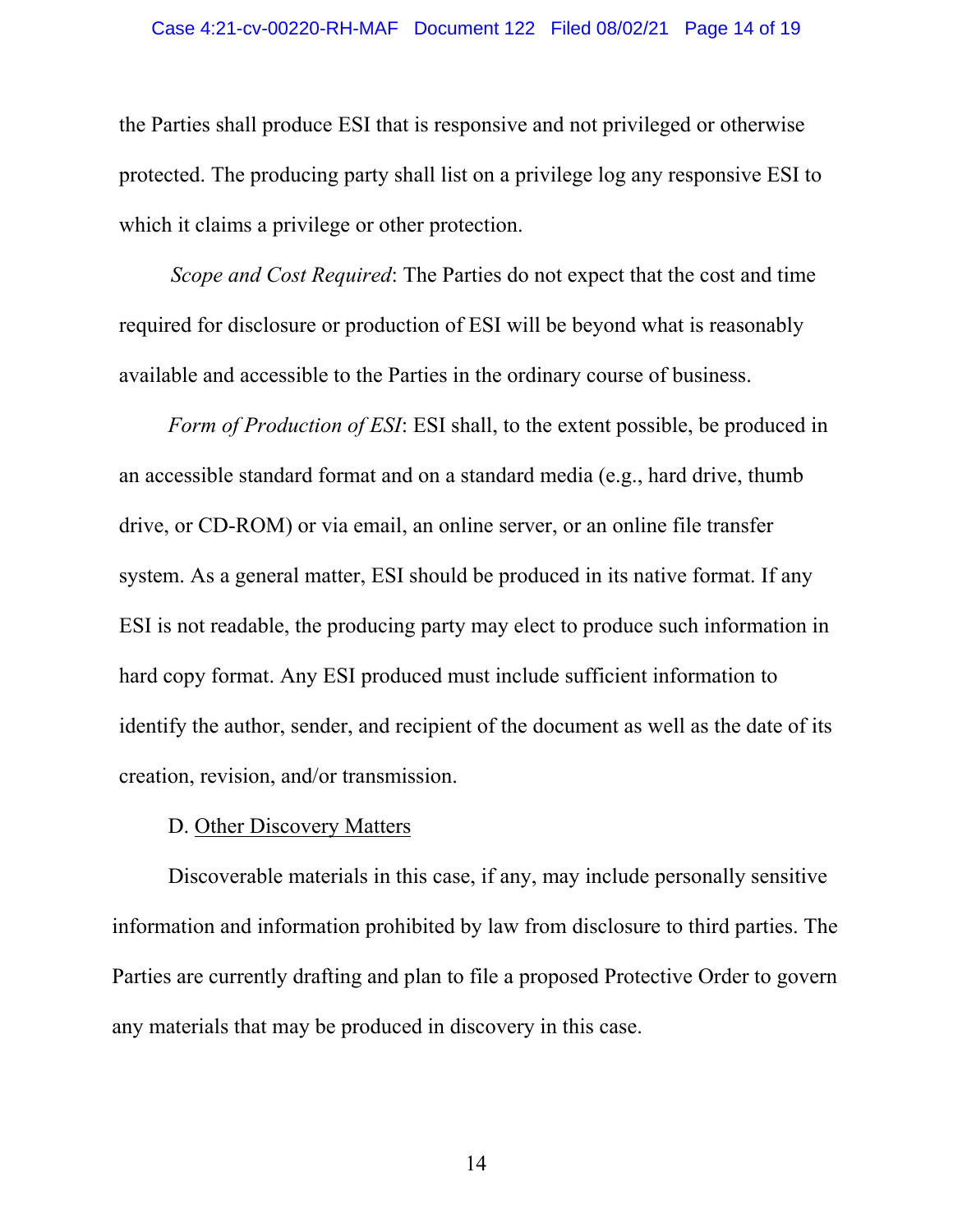the Parties shall produce ESI that is responsive and not privileged or otherwise protected. The producing party shall list on a privilege log any responsive ESI to which it claims a privilege or other protection.

*Scope and Cost Required*: The Parties do not expect that the cost and time required for disclosure or production of ESI will be beyond what is reasonably available and accessible to the Parties in the ordinary course of business.

*Form of Production of ESI*: ESI shall, to the extent possible, be produced in an accessible standard format and on a standard media (e.g., hard drive, thumb drive, or CD-ROM) or via email, an online server, or an online file transfer system. As a general matter, ESI should be produced in its native format. If any ESI is not readable, the producing party may elect to produce such information in hard copy format. Any ESI produced must include sufficient information to identify the author, sender, and recipient of the document as well as the date of its creation, revision, and/or transmission.

D. <u>Other Discovery Matters</u>

Discoverable materials in this case, if any, may include personally sensitive information and information prohibited by law from disclosure to third parties. The Parties are currently drafting and plan to file a proposed Protective Order to govern any materials that may be produced in discovery in this case.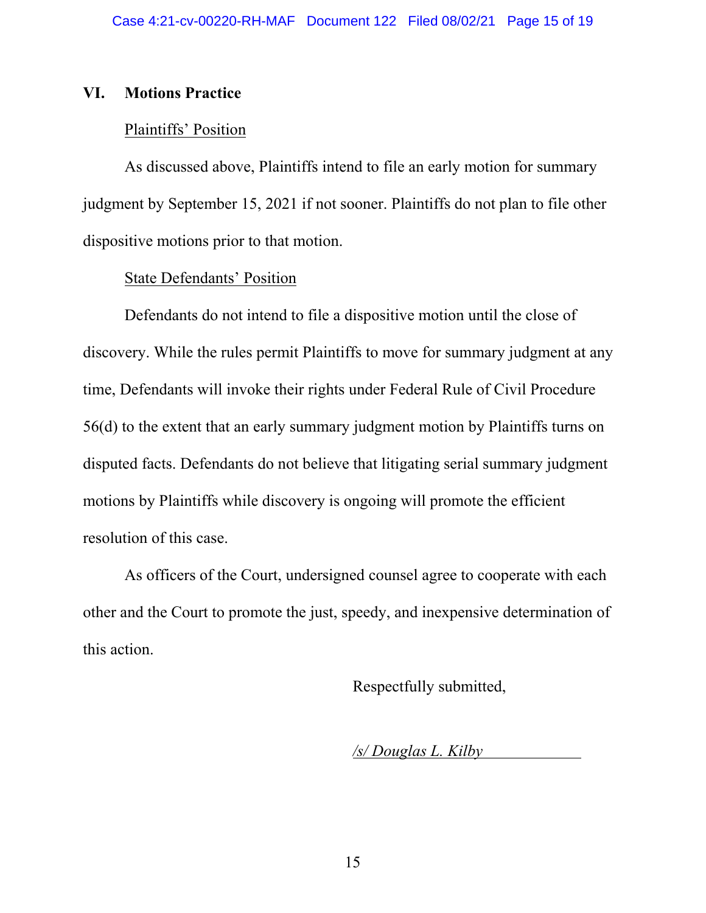## VI. Motions Practice

Plaintiffs' Position

As discussed above, Plaintiffs intend to file an early motion for summary judgment by September 15, 2021 if not sooner. Plaintiffs do not plan to file other dispositive motions prior to that motion.

State Defendants' Position

Defendants do not intend to file a dispositive motion until the close of discovery. While the rules permit Plaintiffs to move for summary judgment at any time, Defendants will invoke their rights under Federal Rule of Civil Procedure 56(d) to the extent that an early summary judgment motion by Plaintiffs turns on disputed facts. Defendants do not believe that litigating serial summary judgment motions by Plaintiffs while discovery is ongoing will promote the efficient resolution of this case.

As officers of the Court, undersigned counsel agree to cooperate with each other and the Court to promote the just, speedy, and inexpensive determination of this action.

Respectfully submitted,

*/s/ Douglas L. Kilby*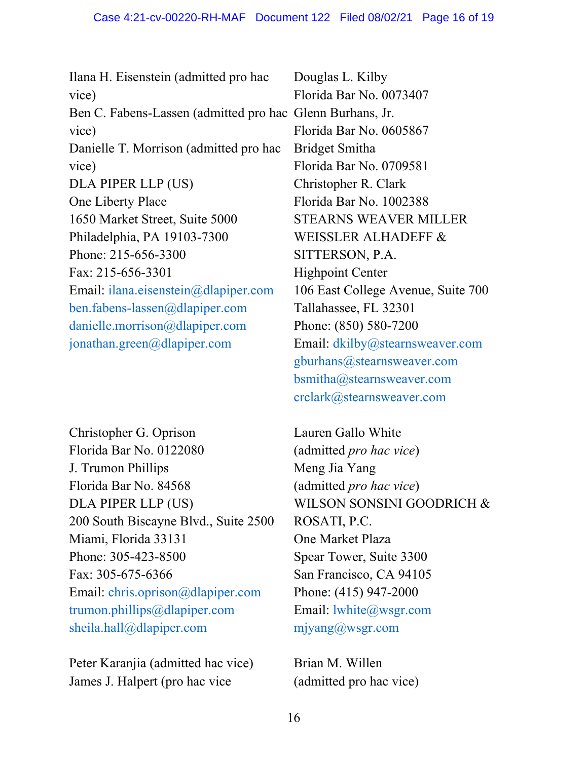Ilana H. Eisenstein (admitted pro hac vice)
Ben C. Fabens-Lassen (admitted pro hac vice)
Danielle T. Morrison (admitted pro hac vice)
DLA PIPER LLP (US)
One Liberty Place
1650 Market Street, Suite 5000
Philadelphia, PA 19103-7300
Phone: 215-656-3300
Fax: 215-656-3301
Email: ilana.eisenstein@dlapiper.com
ben.fabens-lassen@dlapiper.com
danielle.morrison@dlapiper.com
jonathan.green@dlapiper.com

Douglas L. Kilby
Florida Bar No. 0073407
Glenn Burhans, Jr.
Florida Bar No. 0605867
Bridget Smitha
Florida Bar No. 0709581
Christopher R. Clark
Florida Bar No. 1002388
STEARNS WEAVER MILLER WEISSLER ALHADEFF & SITTERSON, P.A.
Highpoint Center
106 East College Avenue, Suite 700
Tallahassee, FL 32301
Phone: (850) 580-7200
Email: dkilby@stearnsweaver.com
gburhans@stearnsweaver.com
bsmitha@stearnsweaver.com
crclark@stearnsweaver.com

Christopher G. Oprison
Florida Bar No. 0122080
J. Trumon Phillips
Florida Bar No. 84568
DLA PIPER LLP (US)
200 South Biscayne Blvd., Suite 2500
Miami, Florida 33131
Phone: 305-423-8500
Fax: 305-675-6366
Email: chris.oprison@dlapiper.com
trumon.phillips@dlapiper.com
sheila.hall@dlapiper.com

Lauren Gallo White
(admitted *pro hac vice*)
Meng Jia Yang
(admitted *pro hac vice*)
WILSON SONSINI GOODRICH & ROSATI, P.C.
One Market Plaza
Spear Tower, Suite 3300
San Francisco, CA 94105
Phone: (415) 947-2000
Email: lwhite@wsgr.com
mjyang@wsgr.com

Peter Karanjia (admitted hac vice)
James J. Halpert (pro hac vice

Brian M. Willen
(admitted pro hac vice)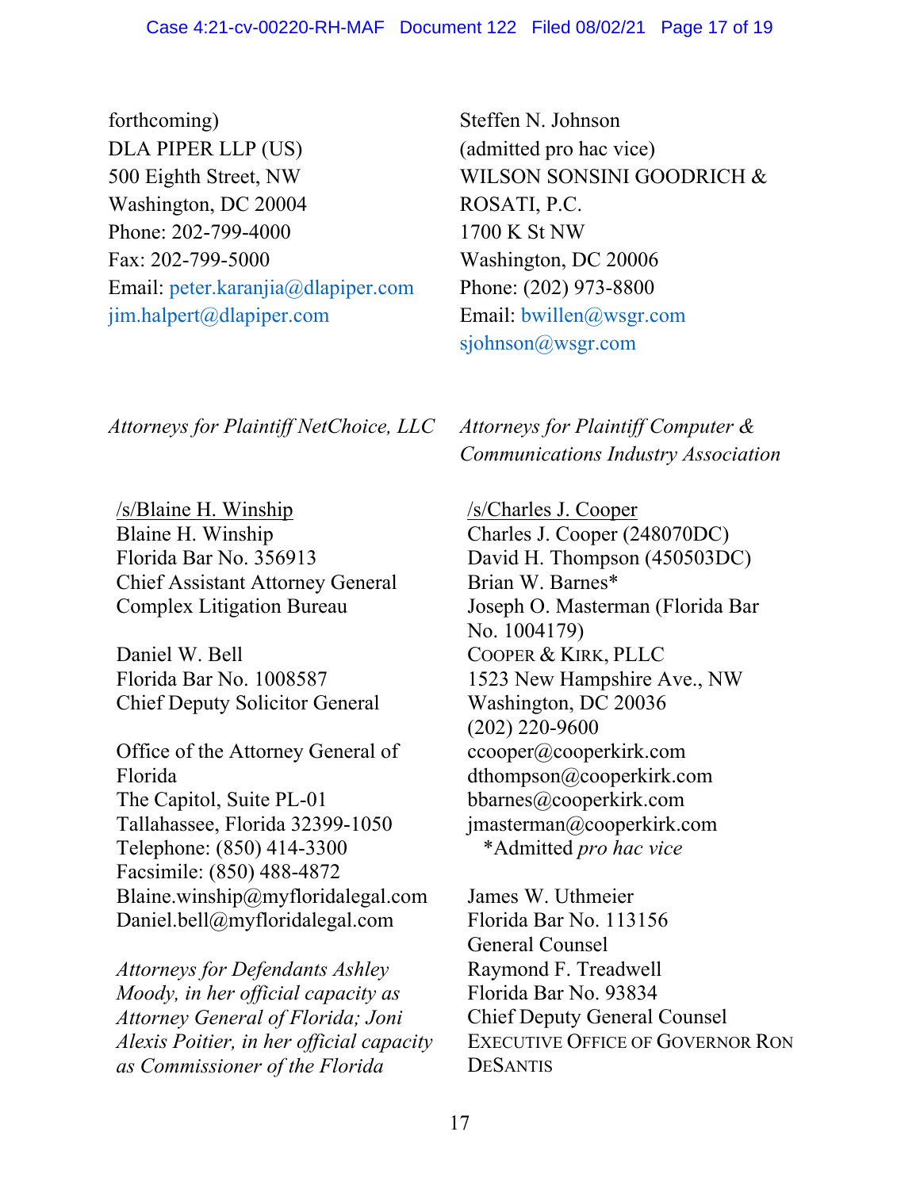forthcoming)
DLA PIPER LLP (US)
500 Eighth Street, NW
Washington, DC 20004
Phone: 202-799-4000
Fax: 202-799-5000
Email: peter.karanjia@dlapiper.com
jim.halpert@dlapiper.com

*Attorneys for Plaintiff NetChoice, LLC*

Steffen N. Johnson
(admitted pro hac vice)
WILSON SONSINI GOODRICH & ROSATI, P.C.
1700 K St NW
Washington, DC 20006
Phone: (202) 973-8800
Email: bwillen@wsgr.com
sjohnson@wsgr.com

*Attorneys for Plaintiff Computer & Communications Industry Association*

/s/Blaine H. Winship
Blaine H. Winship
Florida Bar No. 356913
Chief Assistant Attorney General
Complex Litigation Bureau

Daniel W. Bell
Florida Bar No. 1008587
Chief Deputy Solicitor General

Office of the Attorney General of Florida
The Capitol, Suite PL-01
Tallahassee, Florida 32399-1050
Telephone: (850) 414-3300
Facsimile: (850) 488-4872
Blaine.winship@myfloridalegal.com
Daniel.bell@myfloridalegal.com

*Attorneys for Defendants Ashley Moody, in her official capacity as Attorney General of Florida; Joni Alexis Poitier, in her official capacity as Commissioner of the Florida*

/s/Charles J. Cooper
Charles J. Cooper (248070DC)
David H. Thompson (450503DC)
Brian W. Barnes*
Joseph O. Masterman (Florida Bar No. 1004179)
COOPER & KIRK, PLLC
1523 New Hampshire Ave., NW
Washington, DC 20036
(202) 220-9600
ccooper@cooperkirk.com
dthompson@cooperkirk.com
bbarnes@cooperkirk.com
jmasterman@cooperkirk.com
*Admitted *pro hac vice*

James W. Uthmeier
Florida Bar No. 113156
General Counsel
Raymond F. Treadwell
Florida Bar No. 93834
Chief Deputy General Counsel
EXECUTIVE OFFICE OF GOVERNOR RON DESANTIS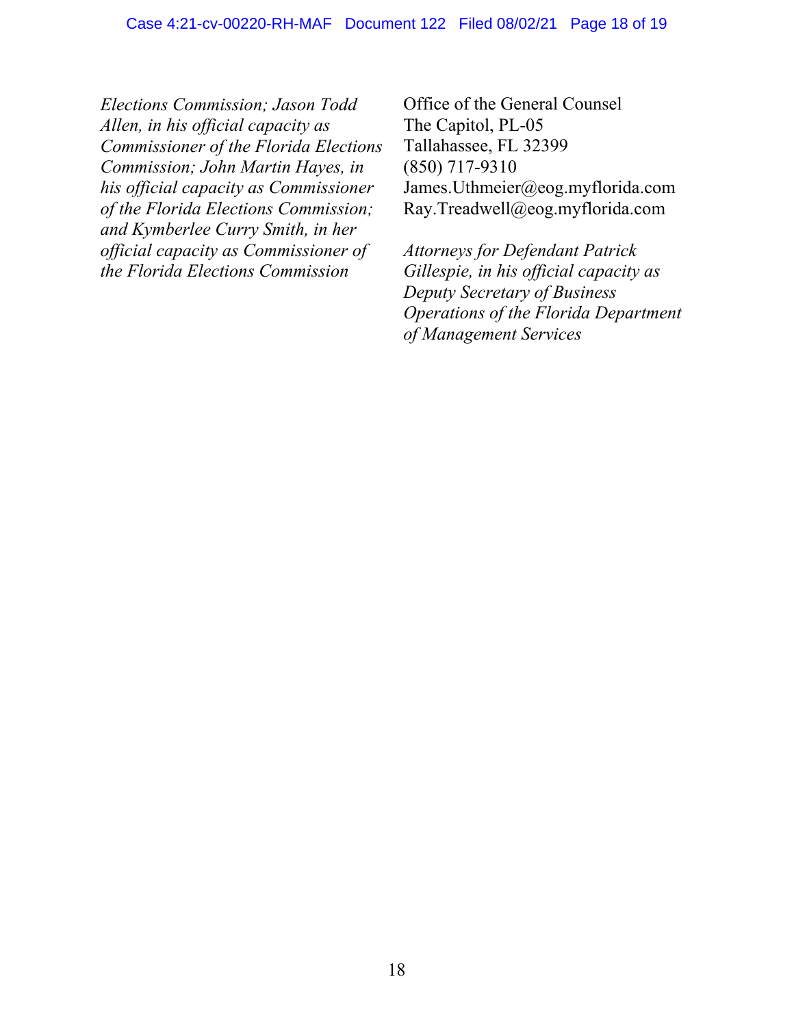*Elections Commission; Jason Todd Allen, in his official capacity as Commissioner of the Florida Elections Commission; John Martin Hayes, in his official capacity as Commissioner of the Florida Elections Commission; and Kymberlee Curry Smith, in her official capacity as Commissioner of the Florida Elections Commission*

Office of the General Counsel
The Capitol, PL-05
Tallahassee, FL 32399
(850) 717-9310
James.Uthmeier@eog.myflorida.com
Ray.Treadwell@eog.myflorida.com

*Attorneys for Defendant Patrick Gillespie, in his official capacity as Deputy Secretary of Business Operations of the Florida Department of Management Services*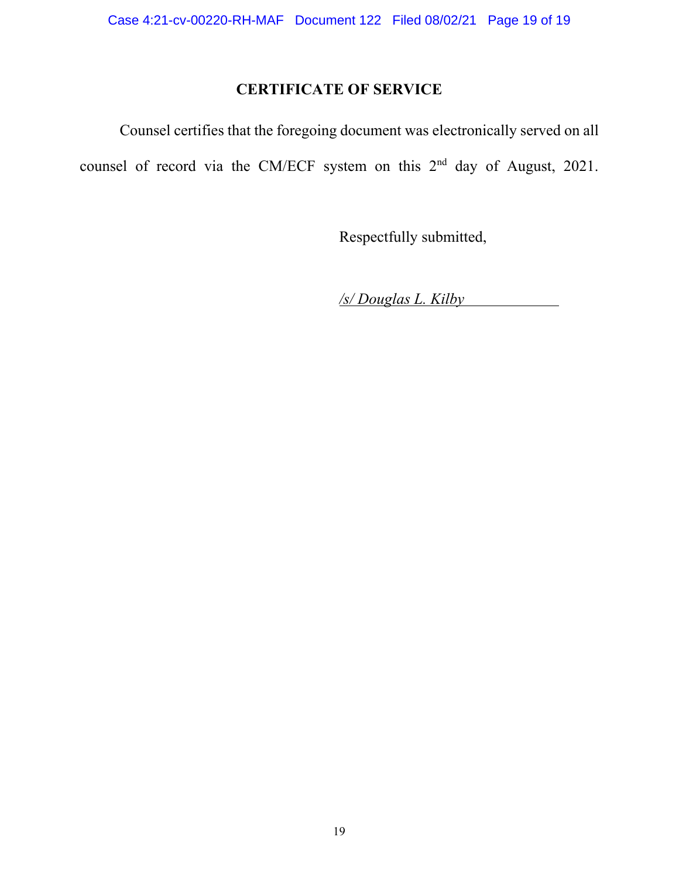## CERTIFICATE OF SERVICE

Counsel certifies that the foregoing document was electronically served on all counsel of record via the CM/ECF system on this 2nd day of August, 2021.

Respectfully submitted,

*/s/ Douglas L. Kilby*